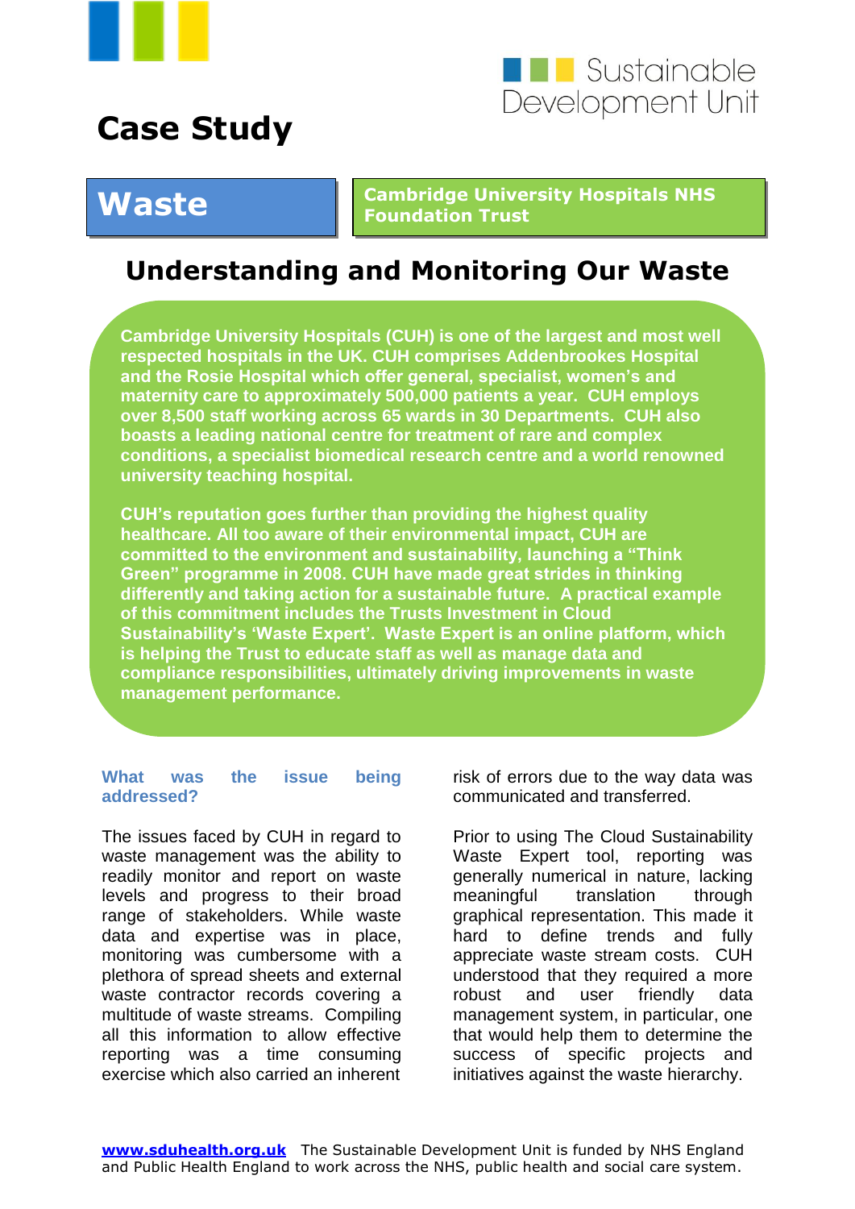Sustainable Development Unit

# Case Study

**Waste**

**Cambridge University Hospitals NHS Foundation Trust**

## Understanding and Monitoring Our Waste

**Cambridge University Hospitals (CUH) is one of the largest and most well respected hospitals in the UK. CUH comprises Addenbrookes Hospital and the Rosie Hospital which offer general, specialist, women's and maternity care to approximately 500,000 patients a year. CUH employs over 8,500 staff working across 65 wards in 30 Departments. CUH also boasts a leading national centre for treatment of rare and complex conditions, a specialist biomedical research centre and a world renowned university teaching hospital.**

**CUH's reputation goes further than providing the highest quality healthcare. All too aware of their environmental impact, CUH are committed to the environment and sustainability, launching a "Think Green" programme in 2008. CUH have made great strides in thinking differently and taking action for a sustainable future. A practical example of this commitment includes the Trusts Investment in Cloud Sustainability's 'Waste Expert'. Waste Expert is an online platform, which is helping the Trust to educate staff as well as manage data and compliance responsibilities, ultimately driving improvements in waste management performance.**

### What was the issue being addressed?

The issues faced by CUH in regard to waste management was the ability to readily monitor and report on waste levels and progress to their broad range of stakeholders. While waste data and expertise was in place, monitoring was cumbersome with a plethora of spread sheets and external waste contractor records covering a multitude of waste streams. Compiling all this information to allow effective reporting was a time consuming exercise which also carried an inherent risk of errors due to the way data was communicated and transferred.

Prior to using The Cloud Sustainability Waste Expert tool, reporting was generally numerical in nature, lacking meaningful translation through graphical representation. This made it hard to define trends and fully appreciate waste stream costs. CUH understood that they required a more robust and user friendly data management system, in particular, one that would help them to determine the success of specific projects and initiatives against the waste hierarchy.

**www.sduhealth.org.uk** The Sustainable Development Unit is funded by NHS England and Public Health England to work across the NHS, public health and social care system.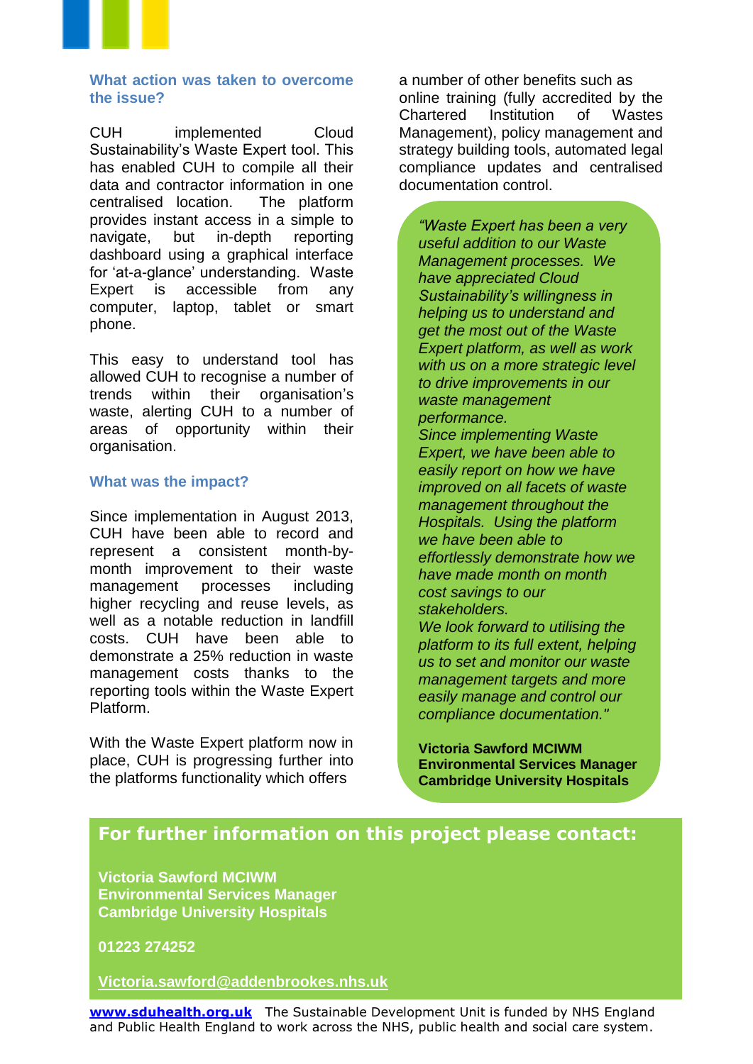### What action was taken to overcome the issue?

CUH implemented Cloud Sustainability's Waste Expert tool. This has enabled CUH to compile all their data and contractor information in one centralised location. The platform provides instant access in a simple to navigate, but in-depth reporting dashboard using a graphical interface for 'at-a-glance' understanding. Waste Expert is accessible from any computer, laptop, tablet or smart phone.

This easy to understand tool has allowed CUH to recognise a number of trends within their organisation's waste, alerting CUH to a number of areas of opportunity within their organisation.

### What was the impact?

Since implementation in August 2013, CUH have been able to record and represent a consistent month-by-month improvement to their waste management processes including higher recycling and reuse levels, as well as a notable reduction in landfill costs. CUH have been able to demonstrate a 25% reduction in waste management costs thanks to the reporting tools within the Waste Expert Platform.

With the Waste Expert platform now in place, CUH is progressing further into the platforms functionality which offers a number of other benefits such as online training (fully accredited by the Chartered Institution of Wastes Management), policy management and strategy building tools, automated legal compliance updates and centralised documentation control.

*"Waste Expert has been a very useful addition to our Waste Management processes. We have appreciated Cloud Sustainability's willingness in helping us to understand and get the most out of the Waste Expert platform, as well as work with us on a more strategic level to drive improvements in our waste management performance.*
*Since implementing Waste Expert, we have been able to easily report on how we have improved on all facets of waste management throughout the Hospitals. Using the platform we have been able to effortlessly demonstrate how we have made month on month cost savings to our stakeholders.*
*We look forward to utilising the platform to its full extent, helping us to set and monitor our waste management targets and more easily manage and control our compliance documentation."*

**Victoria Sawford MCIWM**
**Environmental Services Manager**
**Cambridge University Hospitals**

## For further information on this project please contact:

**Victoria Sawford MCIWM**
**Environmental Services Manager**
**Cambridge University Hospitals**

**01223 274252**

**Victoria.sawford@addenbrookes.nhs.uk**

**www.sduhealth.org.uk** The Sustainable Development Unit is funded by NHS England and Public Health England to work across the NHS, public health and social care system.